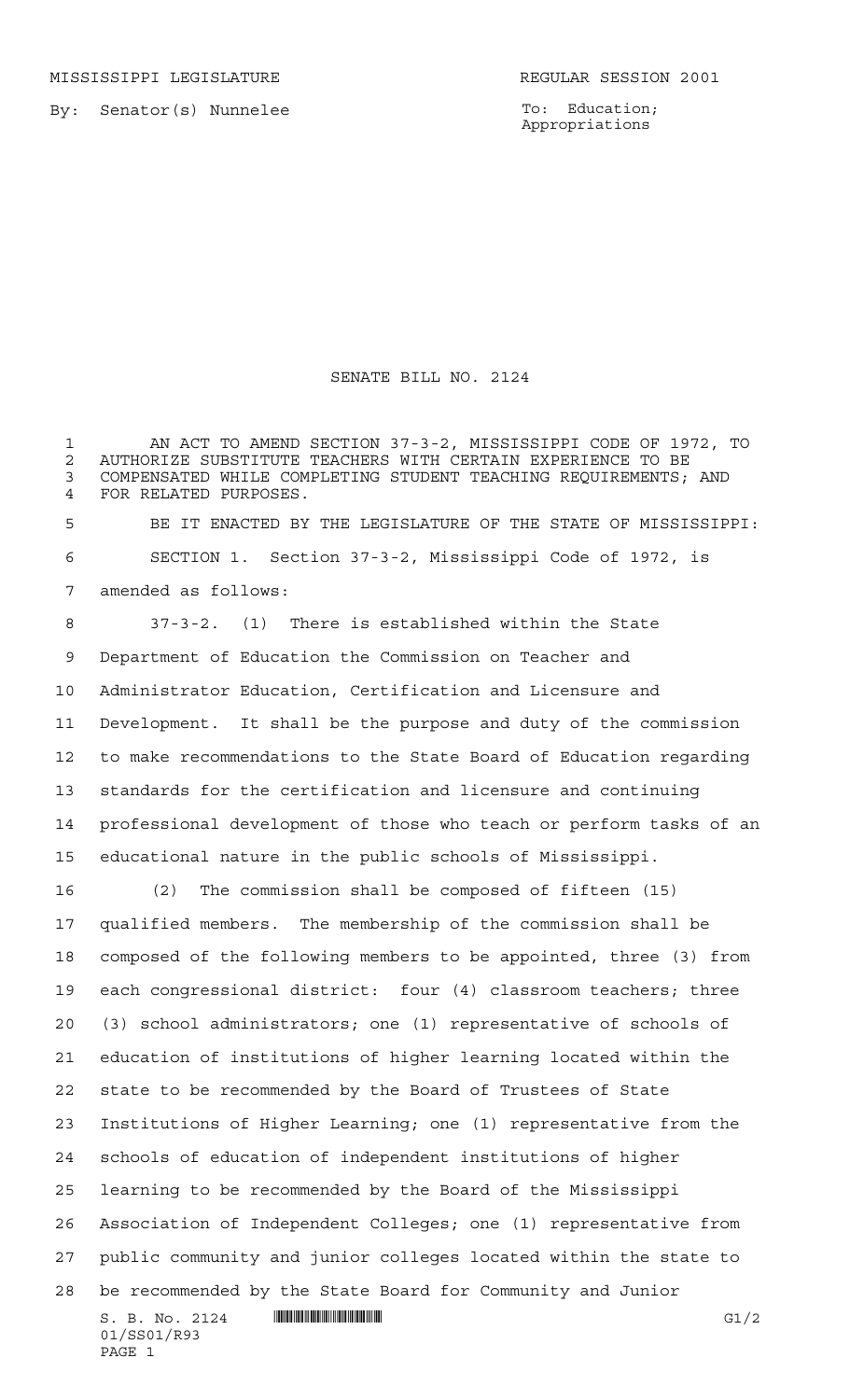MISSISSIPPI LEGISLATURE REGULAR SESSION 2001

By: Senator(s) Nunnelee

To: Education; Appropriations

# SENATE BILL NO. 2124

AN ACT TO AMEND SECTION 37-3-2, MISSISSIPPI CODE OF 1972, TO AUTHORIZE SUBSTITUTE TEACHERS WITH CERTAIN EXPERIENCE TO BE COMPENSATED WHILE COMPLETING STUDENT TEACHING REQUIREMENTS; AND FOR RELATED PURPOSES.

BE IT ENACTED BY THE LEGISLATURE OF THE STATE OF MISSISSIPPI:

SECTION 1. Section 37-3-2, Mississippi Code of 1972, is amended as follows:

37-3-2. (1) There is established within the State Department of Education the Commission on Teacher and Administrator Education, Certification and Licensure and Development. It shall be the purpose and duty of the commission to make recommendations to the State Board of Education regarding standards for the certification and licensure and continuing professional development of those who teach or perform tasks of an educational nature in the public schools of Mississippi.

(2) The commission shall be composed of fifteen (15) qualified members. The membership of the commission shall be composed of the following members to be appointed, three (3) from each congressional district: four (4) classroom teachers; three (3) school administrators; one (1) representative of schools of education of institutions of higher learning located within the state to be recommended by the Board of Trustees of State Institutions of Higher Learning; one (1) representative from the schools of education of independent institutions of higher learning to be recommended by the Board of the Mississippi Association of Independent Colleges; one (1) representative from public community and junior colleges located within the state to be recommended by the State Board for Community and Junior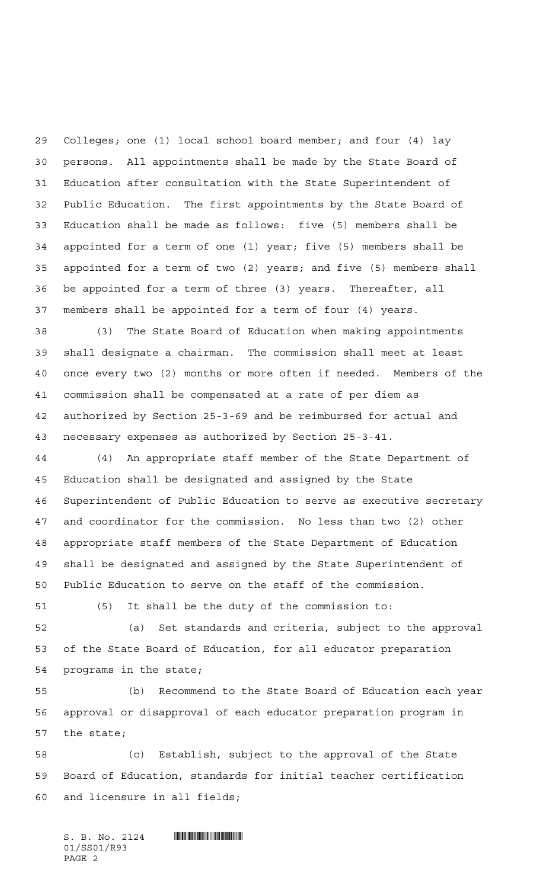Colleges; one (1) local school board member; and four (4) lay persons. All appointments shall be made by the State Board of Education after consultation with the State Superintendent of Public Education. The first appointments by the State Board of Education shall be made as follows: five (5) members shall be appointed for a term of one (1) year; five (5) members shall be appointed for a term of two (2) years; and five (5) members shall be appointed for a term of three (3) years. Thereafter, all members shall be appointed for a term of four (4) years.

(3) The State Board of Education when making appointments shall designate a chairman. The commission shall meet at least once every two (2) months or more often if needed. Members of the commission shall be compensated at a rate of per diem as authorized by Section 25-3-69 and be reimbursed for actual and necessary expenses as authorized by Section 25-3-41.

(4) An appropriate staff member of the State Department of Education shall be designated and assigned by the State Superintendent of Public Education to serve as executive secretary and coordinator for the commission. No less than two (2) other appropriate staff members of the State Department of Education shall be designated and assigned by the State Superintendent of Public Education to serve on the staff of the commission.

(5) It shall be the duty of the commission to:

(a) Set standards and criteria, subject to the approval of the State Board of Education, for all educator preparation programs in the state;

(b) Recommend to the State Board of Education each year approval or disapproval of each educator preparation program in the state;

(c) Establish, subject to the approval of the State Board of Education, standards for initial teacher certification and licensure in all fields;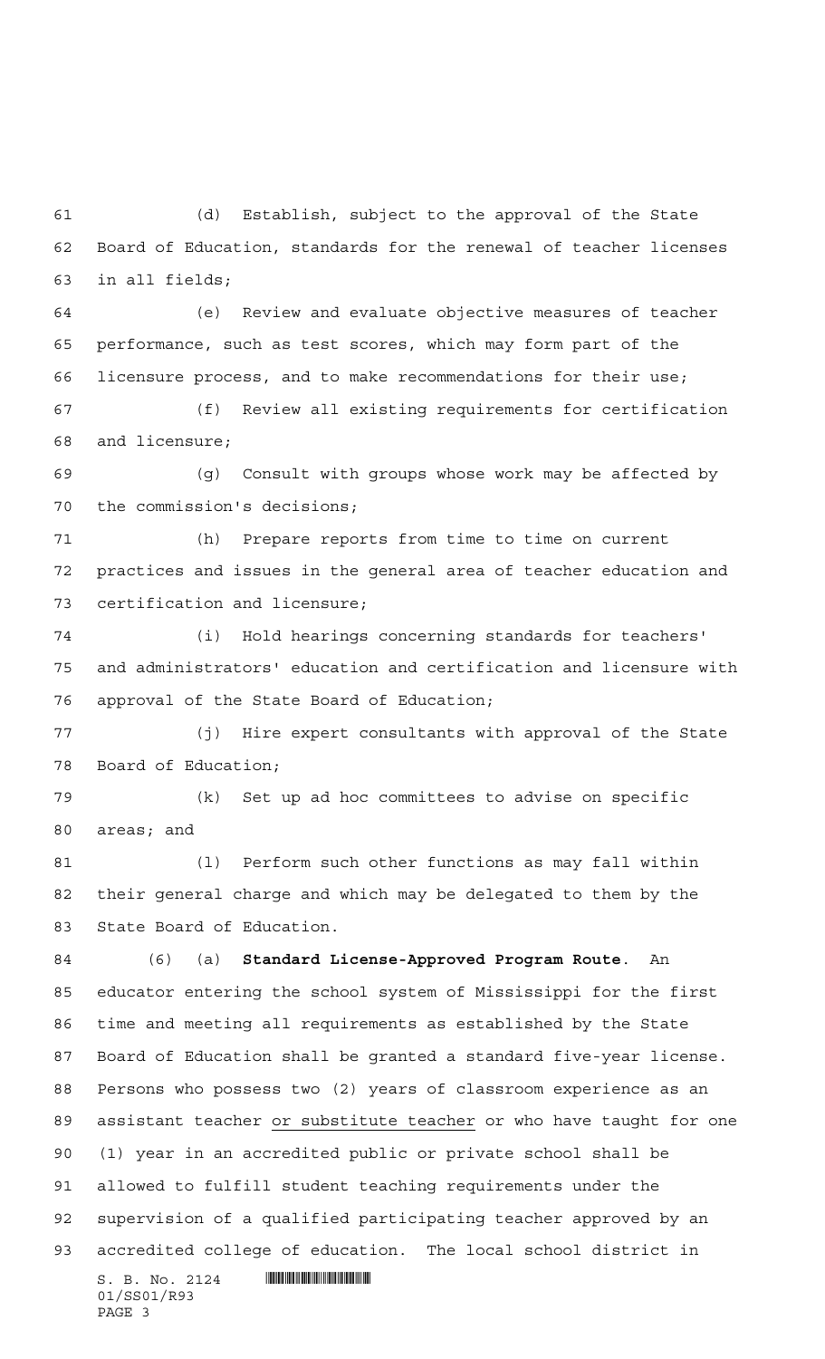(d) Establish, subject to the approval of the State Board of Education, standards for the renewal of teacher licenses in all fields;

(e) Review and evaluate objective measures of teacher performance, such as test scores, which may form part of the licensure process, and to make recommendations for their use;

(f) Review all existing requirements for certification and licensure;

(g) Consult with groups whose work may be affected by the commission's decisions;

(h) Prepare reports from time to time on current practices and issues in the general area of teacher education and certification and licensure;

(i) Hold hearings concerning standards for teachers' and administrators' education and certification and licensure with approval of the State Board of Education;

(j) Hire expert consultants with approval of the State Board of Education;

(k) Set up ad hoc committees to advise on specific areas; and

(l) Perform such other functions as may fall within their general charge and which may be delegated to them by the State Board of Education.

(6) (a) **Standard License-Approved Program Route**. An educator entering the school system of Mississippi for the first time and meeting all requirements as established by the State Board of Education shall be granted a standard five-year license. Persons who possess two (2) years of classroom experience as an assistant teacher <u>or substitute teacher</u> or who have taught for one (1) year in an accredited public or private school shall be allowed to fulfill student teaching requirements under the supervision of a qualified participating teacher approved by an accredited college of education. The local school district in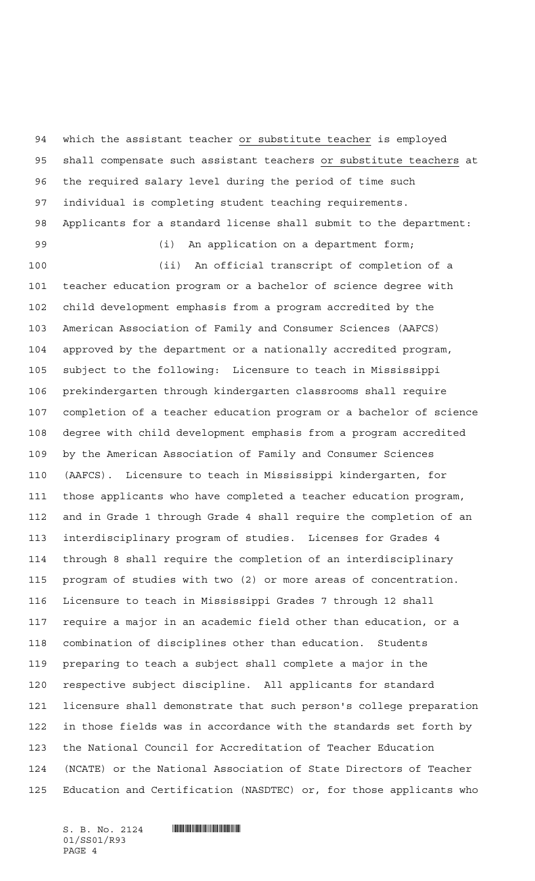which the assistant teacher <u>or substitute teacher</u> is employed shall compensate such assistant teachers <u>or substitute teachers</u> at the required salary level during the period of time such individual is completing student teaching requirements. Applicants for a standard license shall submit to the department:

(i) An application on a department form;

(ii) An official transcript of completion of a teacher education program or a bachelor of science degree with child development emphasis from a program accredited by the American Association of Family and Consumer Sciences (AAFCS) approved by the department or a nationally accredited program, subject to the following: Licensure to teach in Mississippi prekindergarten through kindergarten classrooms shall require completion of a teacher education program or a bachelor of science degree with child development emphasis from a program accredited by the American Association of Family and Consumer Sciences (AAFCS). Licensure to teach in Mississippi kindergarten, for those applicants who have completed a teacher education program, and in Grade 1 through Grade 4 shall require the completion of an interdisciplinary program of studies. Licenses for Grades 4 through 8 shall require the completion of an interdisciplinary program of studies with two (2) or more areas of concentration. Licensure to teach in Mississippi Grades 7 through 12 shall require a major in an academic field other than education, or a combination of disciplines other than education. Students preparing to teach a subject shall complete a major in the respective subject discipline. All applicants for standard licensure shall demonstrate that such person's college preparation in those fields was in accordance with the standards set forth by the National Council for Accreditation of Teacher Education (NCATE) or the National Association of State Directors of Teacher Education and Certification (NASDTEC) or, for those applicants who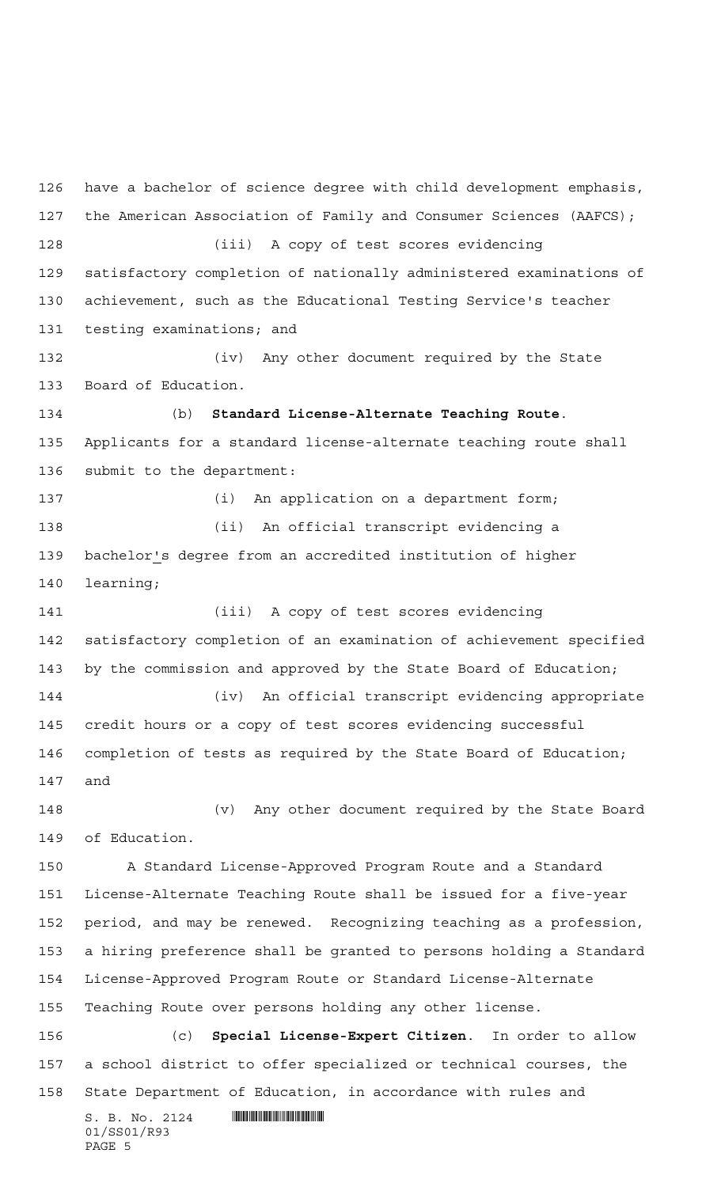have a bachelor of science degree with child development emphasis, the American Association of Family and Consumer Sciences (AAFCS);

(iii) A copy of test scores evidencing satisfactory completion of nationally administered examinations of achievement, such as the Educational Testing Service's teacher testing examinations; and

(iv) Any other document required by the State Board of Education.

(b) **Standard License-Alternate Teaching Route**. Applicants for a standard license-alternate teaching route shall submit to the department:

(i) An application on a department form;

(ii) An official transcript evidencing a bachelor's degree from an accredited institution of higher learning;

(iii) A copy of test scores evidencing satisfactory completion of an examination of achievement specified by the commission and approved by the State Board of Education;

(iv) An official transcript evidencing appropriate credit hours or a copy of test scores evidencing successful completion of tests as required by the State Board of Education; and

(v) Any other document required by the State Board of Education.

A Standard License-Approved Program Route and a Standard License-Alternate Teaching Route shall be issued for a five-year period, and may be renewed. Recognizing teaching as a profession, a hiring preference shall be granted to persons holding a Standard License-Approved Program Route or Standard License-Alternate Teaching Route over persons holding any other license.

(c) **Special License-Expert Citizen**. In order to allow a school district to offer specialized or technical courses, the State Department of Education, in accordance with rules and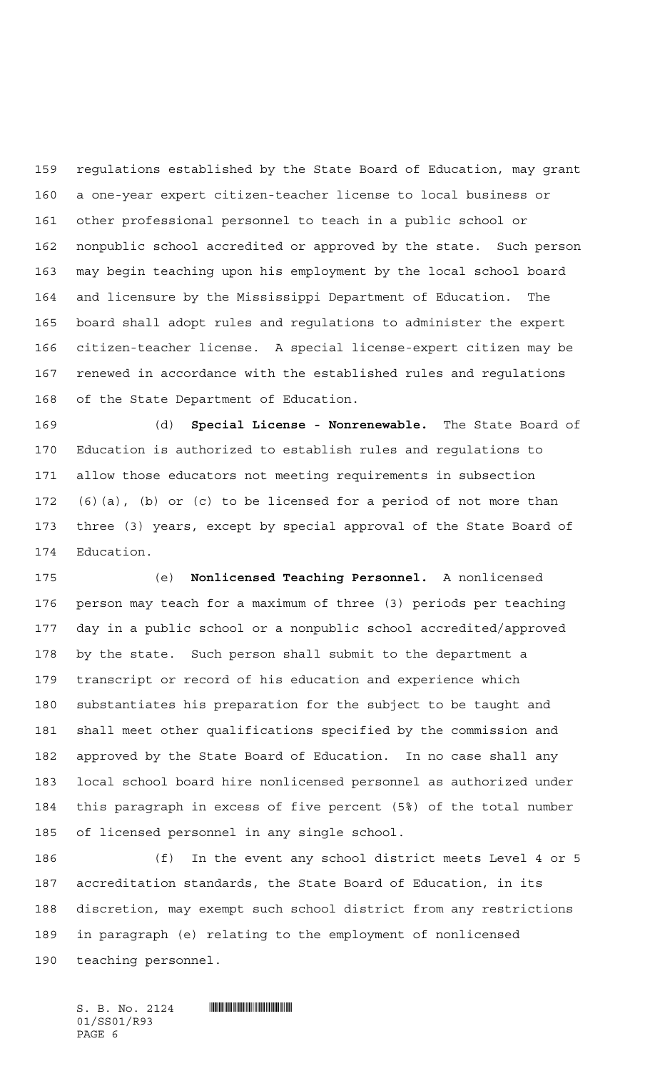regulations established by the State Board of Education, may grant a one-year expert citizen-teacher license to local business or other professional personnel to teach in a public school or nonpublic school accredited or approved by the state. Such person may begin teaching upon his employment by the local school board and licensure by the Mississippi Department of Education. The board shall adopt rules and regulations to administer the expert citizen-teacher license. A special license-expert citizen may be renewed in accordance with the established rules and regulations of the State Department of Education.

(d) **Special License - Nonrenewable.** The State Board of Education is authorized to establish rules and regulations to allow those educators not meeting requirements in subsection (6)(a), (b) or (c) to be licensed for a period of not more than three (3) years, except by special approval of the State Board of Education.

(e) **Nonlicensed Teaching Personnel.** A nonlicensed person may teach for a maximum of three (3) periods per teaching day in a public school or a nonpublic school accredited/approved by the state. Such person shall submit to the department a transcript or record of his education and experience which substantiates his preparation for the subject to be taught and shall meet other qualifications specified by the commission and approved by the State Board of Education. In no case shall any local school board hire nonlicensed personnel as authorized under this paragraph in excess of five percent (5%) of the total number of licensed personnel in any single school.

(f) In the event any school district meets Level 4 or 5 accreditation standards, the State Board of Education, in its discretion, may exempt such school district from any restrictions in paragraph (e) relating to the employment of nonlicensed teaching personnel.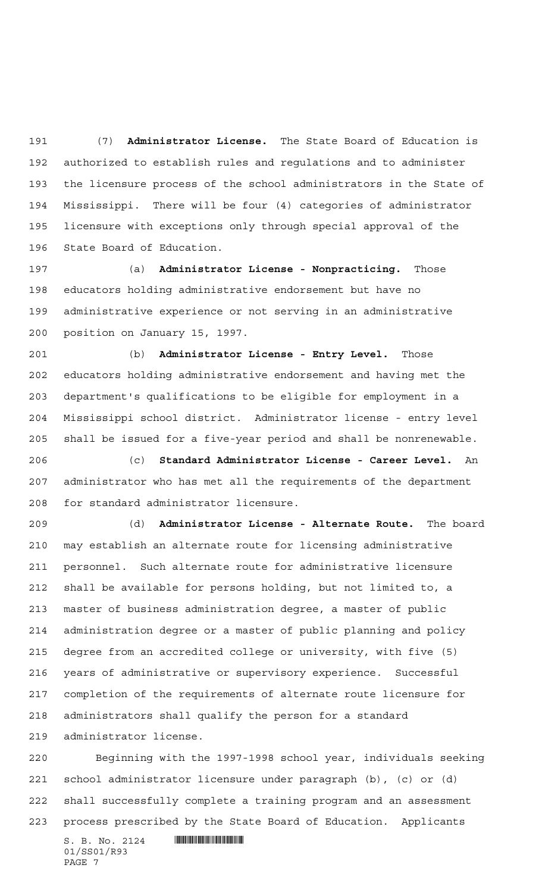(7) **Administrator License.** The State Board of Education is authorized to establish rules and regulations and to administer the licensure process of the school administrators in the State of Mississippi. There will be four (4) categories of administrator licensure with exceptions only through special approval of the State Board of Education.

(a) **Administrator License - Nonpracticing.** Those educators holding administrative endorsement but have no administrative experience or not serving in an administrative position on January 15, 1997.

(b) **Administrator License - Entry Level.** Those educators holding administrative endorsement and having met the department's qualifications to be eligible for employment in a Mississippi school district. Administrator license - entry level shall be issued for a five-year period and shall be nonrenewable.

(c) **Standard Administrator License - Career Level.** An administrator who has met all the requirements of the department for standard administrator licensure.

(d) **Administrator License - Alternate Route.** The board may establish an alternate route for licensing administrative personnel. Such alternate route for administrative licensure shall be available for persons holding, but not limited to, a master of business administration degree, a master of public administration degree or a master of public planning and policy degree from an accredited college or university, with five (5) years of administrative or supervisory experience. Successful completion of the requirements of alternate route licensure for administrators shall qualify the person for a standard administrator license.

Beginning with the 1997-1998 school year, individuals seeking school administrator licensure under paragraph (b), (c) or (d) shall successfully complete a training program and an assessment process prescribed by the State Board of Education. Applicants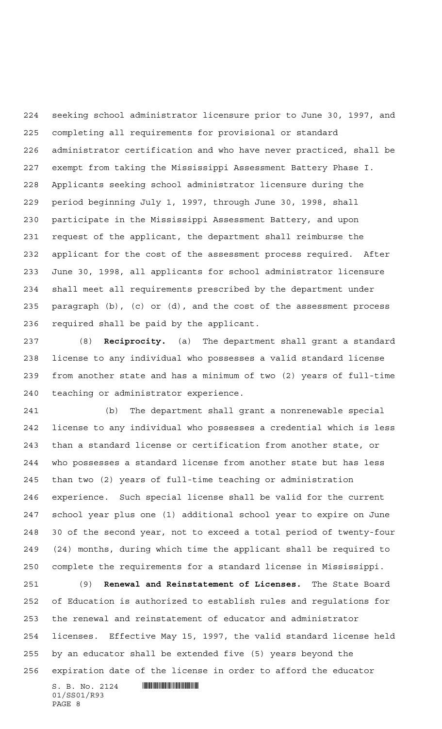seeking school administrator licensure prior to June 30, 1997, and completing all requirements for provisional or standard administrator certification and who have never practiced, shall be exempt from taking the Mississippi Assessment Battery Phase I. Applicants seeking school administrator licensure during the period beginning July 1, 1997, through June 30, 1998, shall participate in the Mississippi Assessment Battery, and upon request of the applicant, the department shall reimburse the applicant for the cost of the assessment process required. After June 30, 1998, all applicants for school administrator licensure shall meet all requirements prescribed by the department under paragraph (b), (c) or (d), and the cost of the assessment process required shall be paid by the applicant.

(8) **Reciprocity.** (a) The department shall grant a standard license to any individual who possesses a valid standard license from another state and has a minimum of two (2) years of full-time teaching or administrator experience.

(b) The department shall grant a nonrenewable special license to any individual who possesses a credential which is less than a standard license or certification from another state, or who possesses a standard license from another state but has less than two (2) years of full-time teaching or administration experience. Such special license shall be valid for the current school year plus one (1) additional school year to expire on June 30 of the second year, not to exceed a total period of twenty-four (24) months, during which time the applicant shall be required to complete the requirements for a standard license in Mississippi.

(9) **Renewal and Reinstatement of Licenses.** The State Board of Education is authorized to establish rules and regulations for the renewal and reinstatement of educator and administrator licenses. Effective May 15, 1997, the valid standard license held by an educator shall be extended five (5) years beyond the expiration date of the license in order to afford the educator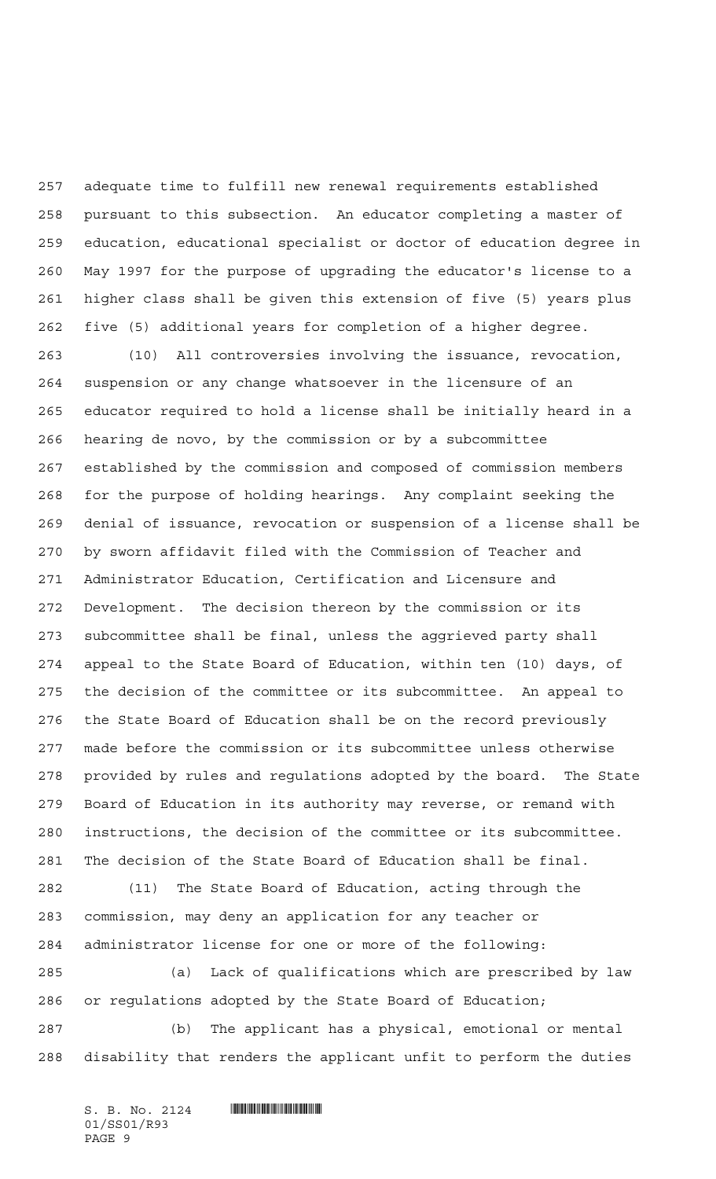adequate time to fulfill new renewal requirements established pursuant to this subsection. An educator completing a master of education, educational specialist or doctor of education degree in May 1997 for the purpose of upgrading the educator's license to a higher class shall be given this extension of five (5) years plus five (5) additional years for completion of a higher degree.

(10) All controversies involving the issuance, revocation, suspension or any change whatsoever in the licensure of an educator required to hold a license shall be initially heard in a hearing de novo, by the commission or by a subcommittee established by the commission and composed of commission members for the purpose of holding hearings. Any complaint seeking the denial of issuance, revocation or suspension of a license shall be by sworn affidavit filed with the Commission of Teacher and Administrator Education, Certification and Licensure and Development. The decision thereon by the commission or its subcommittee shall be final, unless the aggrieved party shall appeal to the State Board of Education, within ten (10) days, of the decision of the committee or its subcommittee. An appeal to the State Board of Education shall be on the record previously made before the commission or its subcommittee unless otherwise provided by rules and regulations adopted by the board. The State Board of Education in its authority may reverse, or remand with instructions, the decision of the committee or its subcommittee. The decision of the State Board of Education shall be final.

(11) The State Board of Education, acting through the commission, may deny an application for any teacher or administrator license for one or more of the following:

(a) Lack of qualifications which are prescribed by law or regulations adopted by the State Board of Education;

(b) The applicant has a physical, emotional or mental disability that renders the applicant unfit to perform the duties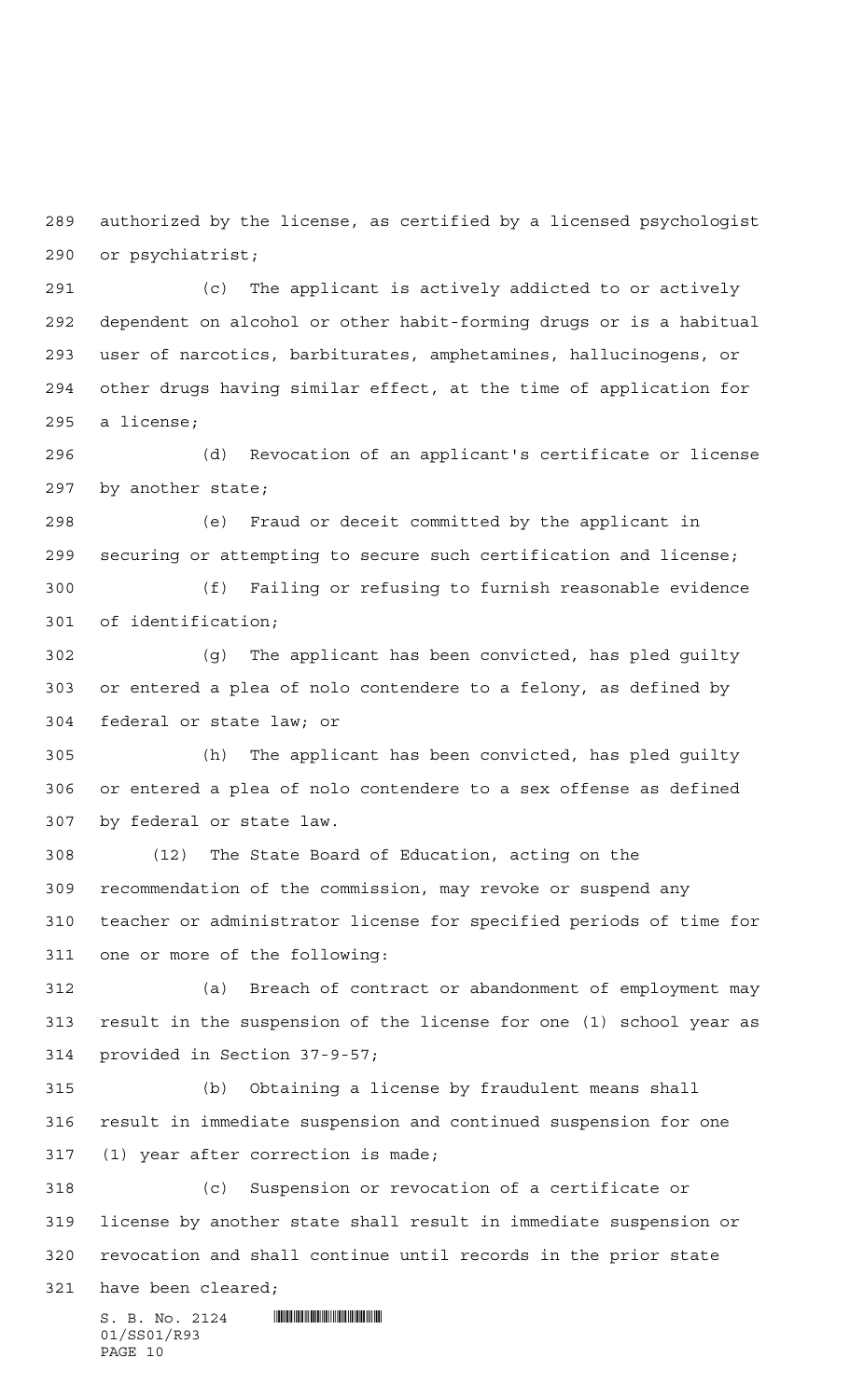authorized by the license, as certified by a licensed psychologist or psychiatrist;

(c) The applicant is actively addicted to or actively dependent on alcohol or other habit-forming drugs or is a habitual user of narcotics, barbiturates, amphetamines, hallucinogens, or other drugs having similar effect, at the time of application for a license;

(d) Revocation of an applicant's certificate or license by another state;

(e) Fraud or deceit committed by the applicant in securing or attempting to secure such certification and license;

(f) Failing or refusing to furnish reasonable evidence of identification;

(g) The applicant has been convicted, has pled guilty or entered a plea of nolo contendere to a felony, as defined by federal or state law; or

(h) The applicant has been convicted, has pled guilty or entered a plea of nolo contendere to a sex offense as defined by federal or state law.

(12) The State Board of Education, acting on the recommendation of the commission, may revoke or suspend any teacher or administrator license for specified periods of time for one or more of the following:

(a) Breach of contract or abandonment of employment may result in the suspension of the license for one (1) school year as provided in Section 37-9-57;

(b) Obtaining a license by fraudulent means shall result in immediate suspension and continued suspension for one (1) year after correction is made;

(c) Suspension or revocation of a certificate or license by another state shall result in immediate suspension or revocation and shall continue until records in the prior state have been cleared;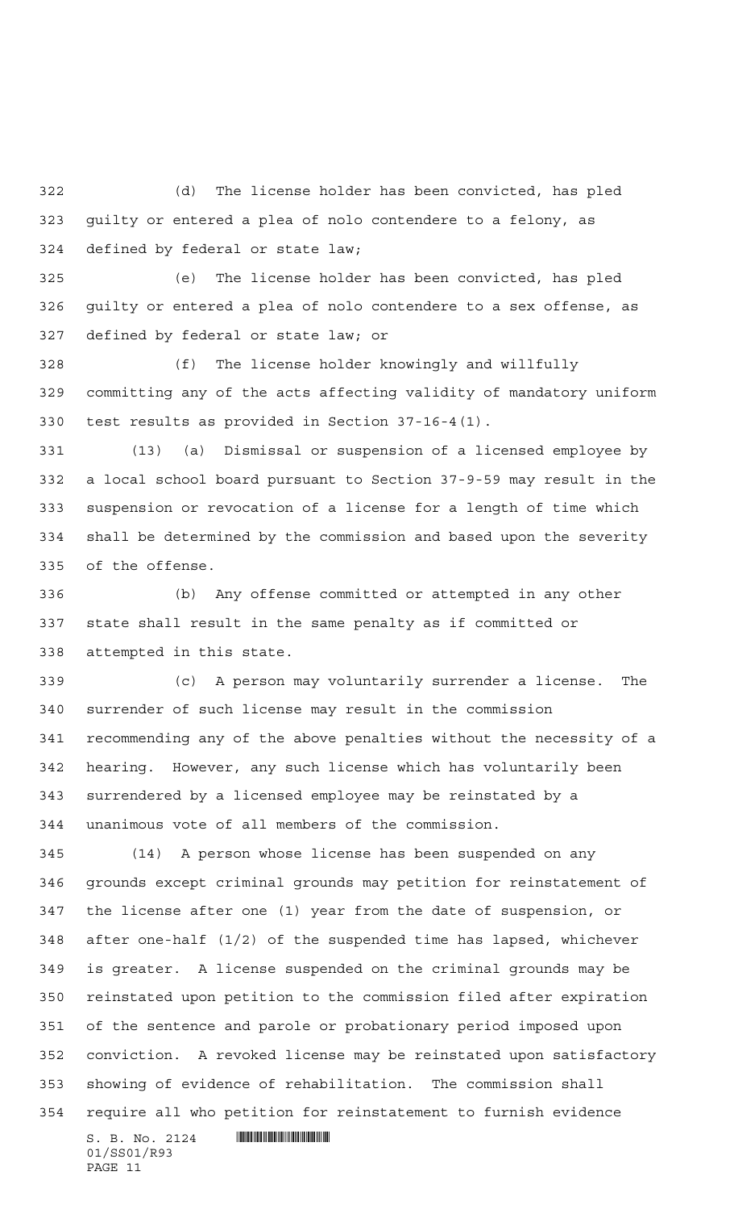(d) The license holder has been convicted, has pled guilty or entered a plea of nolo contendere to a felony, as defined by federal or state law;

(e) The license holder has been convicted, has pled guilty or entered a plea of nolo contendere to a sex offense, as defined by federal or state law; or

(f) The license holder knowingly and willfully committing any of the acts affecting validity of mandatory uniform test results as provided in Section 37-16-4(1).

(13) (a) Dismissal or suspension of a licensed employee by a local school board pursuant to Section 37-9-59 may result in the suspension or revocation of a license for a length of time which shall be determined by the commission and based upon the severity of the offense.

(b) Any offense committed or attempted in any other state shall result in the same penalty as if committed or attempted in this state.

(c) A person may voluntarily surrender a license. The surrender of such license may result in the commission recommending any of the above penalties without the necessity of a hearing. However, any such license which has voluntarily been surrendered by a licensed employee may be reinstated by a unanimous vote of all members of the commission.

(14) A person whose license has been suspended on any grounds except criminal grounds may petition for reinstatement of the license after one (1) year from the date of suspension, or after one-half (1/2) of the suspended time has lapsed, whichever is greater. A license suspended on the criminal grounds may be reinstated upon petition to the commission filed after expiration of the sentence and parole or probationary period imposed upon conviction. A revoked license may be reinstated upon satisfactory showing of evidence of rehabilitation. The commission shall require all who petition for reinstatement to furnish evidence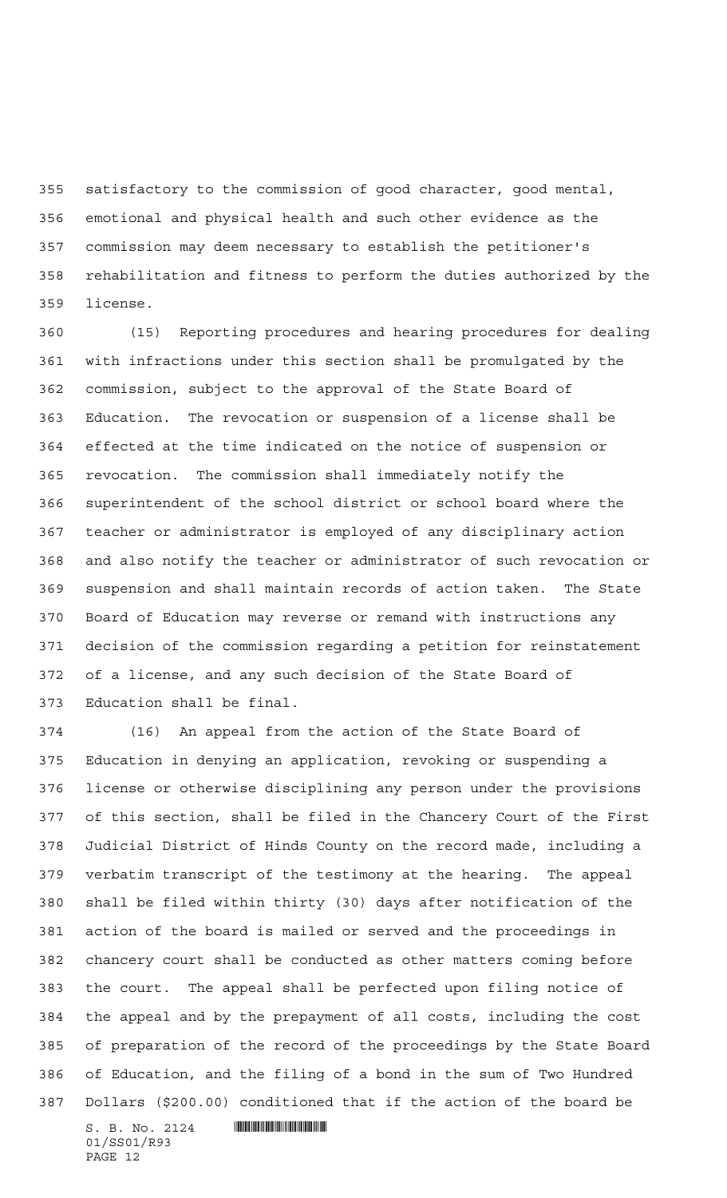satisfactory to the commission of good character, good mental, emotional and physical health and such other evidence as the commission may deem necessary to establish the petitioner's rehabilitation and fitness to perform the duties authorized by the license.

(15) Reporting procedures and hearing procedures for dealing with infractions under this section shall be promulgated by the commission, subject to the approval of the State Board of Education. The revocation or suspension of a license shall be effected at the time indicated on the notice of suspension or revocation. The commission shall immediately notify the superintendent of the school district or school board where the teacher or administrator is employed of any disciplinary action and also notify the teacher or administrator of such revocation or suspension and shall maintain records of action taken. The State Board of Education may reverse or remand with instructions any decision of the commission regarding a petition for reinstatement of a license, and any such decision of the State Board of Education shall be final.

(16) An appeal from the action of the State Board of Education in denying an application, revoking or suspending a license or otherwise disciplining any person under the provisions of this section, shall be filed in the Chancery Court of the First Judicial District of Hinds County on the record made, including a verbatim transcript of the testimony at the hearing. The appeal shall be filed within thirty (30) days after notification of the action of the board is mailed or served and the proceedings in chancery court shall be conducted as other matters coming before the court. The appeal shall be perfected upon filing notice of the appeal and by the prepayment of all costs, including the cost of preparation of the record of the proceedings by the State Board of Education, and the filing of a bond in the sum of Two Hundred Dollars ($200.00) conditioned that if the action of the board be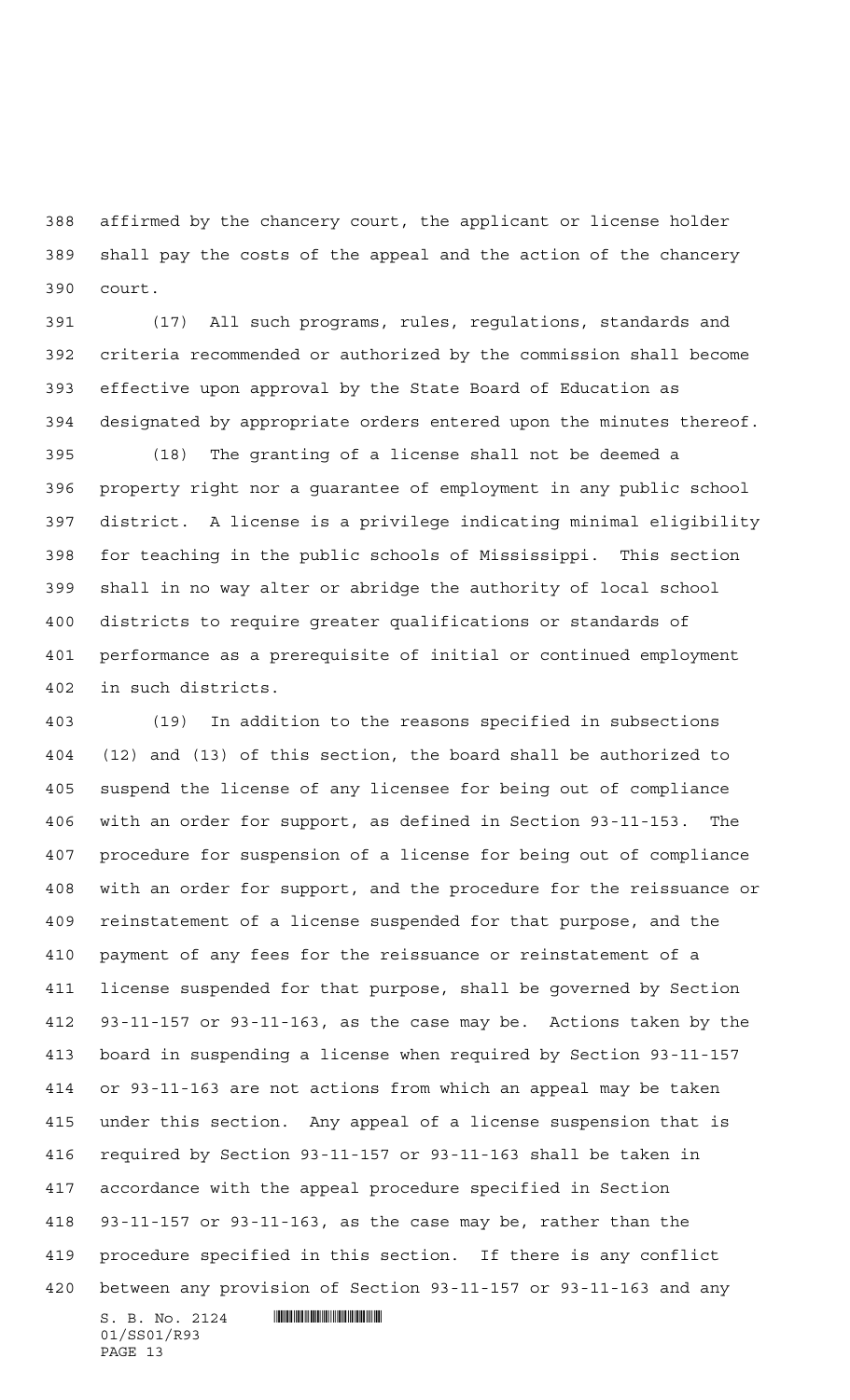affirmed by the chancery court, the applicant or license holder shall pay the costs of the appeal and the action of the chancery court.

(17) All such programs, rules, regulations, standards and criteria recommended or authorized by the commission shall become effective upon approval by the State Board of Education as designated by appropriate orders entered upon the minutes thereof.

(18) The granting of a license shall not be deemed a property right nor a guarantee of employment in any public school district. A license is a privilege indicating minimal eligibility for teaching in the public schools of Mississippi. This section shall in no way alter or abridge the authority of local school districts to require greater qualifications or standards of performance as a prerequisite of initial or continued employment in such districts.

(19) In addition to the reasons specified in subsections (12) and (13) of this section, the board shall be authorized to suspend the license of any licensee for being out of compliance with an order for support, as defined in Section 93-11-153. The procedure for suspension of a license for being out of compliance with an order for support, and the procedure for the reissuance or reinstatement of a license suspended for that purpose, and the payment of any fees for the reissuance or reinstatement of a license suspended for that purpose, shall be governed by Section 93-11-157 or 93-11-163, as the case may be. Actions taken by the board in suspending a license when required by Section 93-11-157 or 93-11-163 are not actions from which an appeal may be taken under this section. Any appeal of a license suspension that is required by Section 93-11-157 or 93-11-163 shall be taken in accordance with the appeal procedure specified in Section 93-11-157 or 93-11-163, as the case may be, rather than the procedure specified in this section. If there is any conflict between any provision of Section 93-11-157 or 93-11-163 and any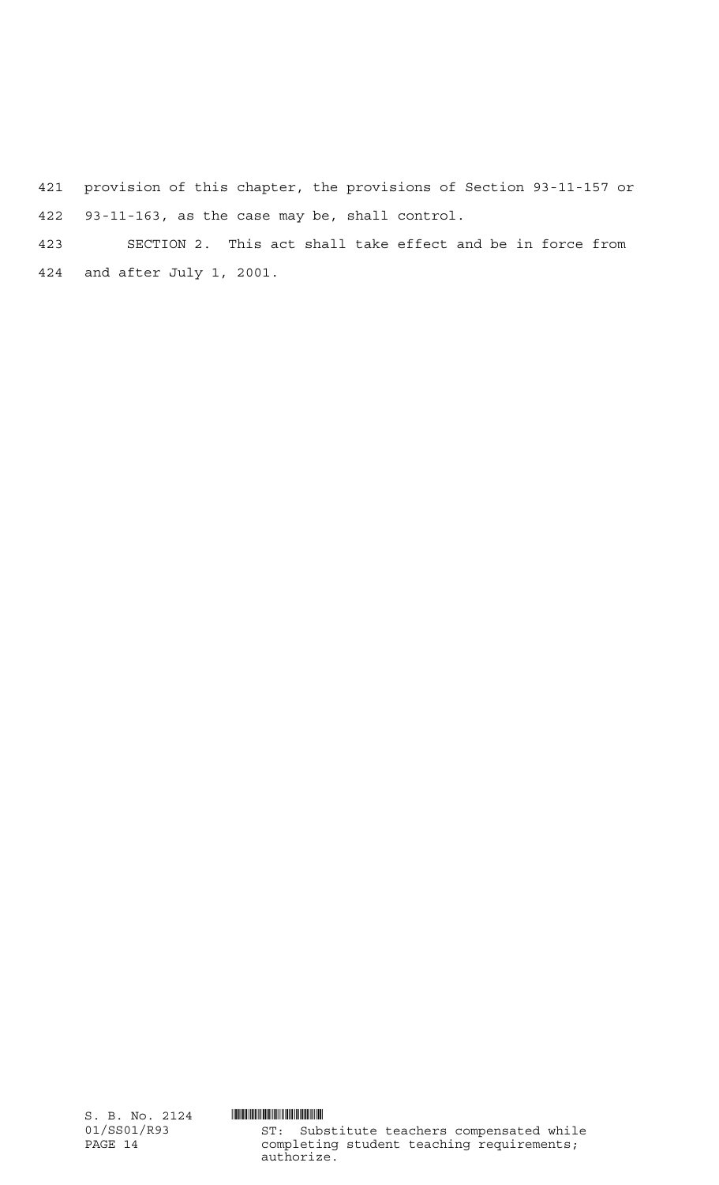provision of this chapter, the provisions of Section 93-11-157 or 93-11-163, as the case may be, shall control.

SECTION 2. This act shall take effect and be in force from and after July 1, 2001.

S. B. No. 2124
01/SS01/R93
ST: Substitute teachers compensated while completing student teaching requirements; authorize.